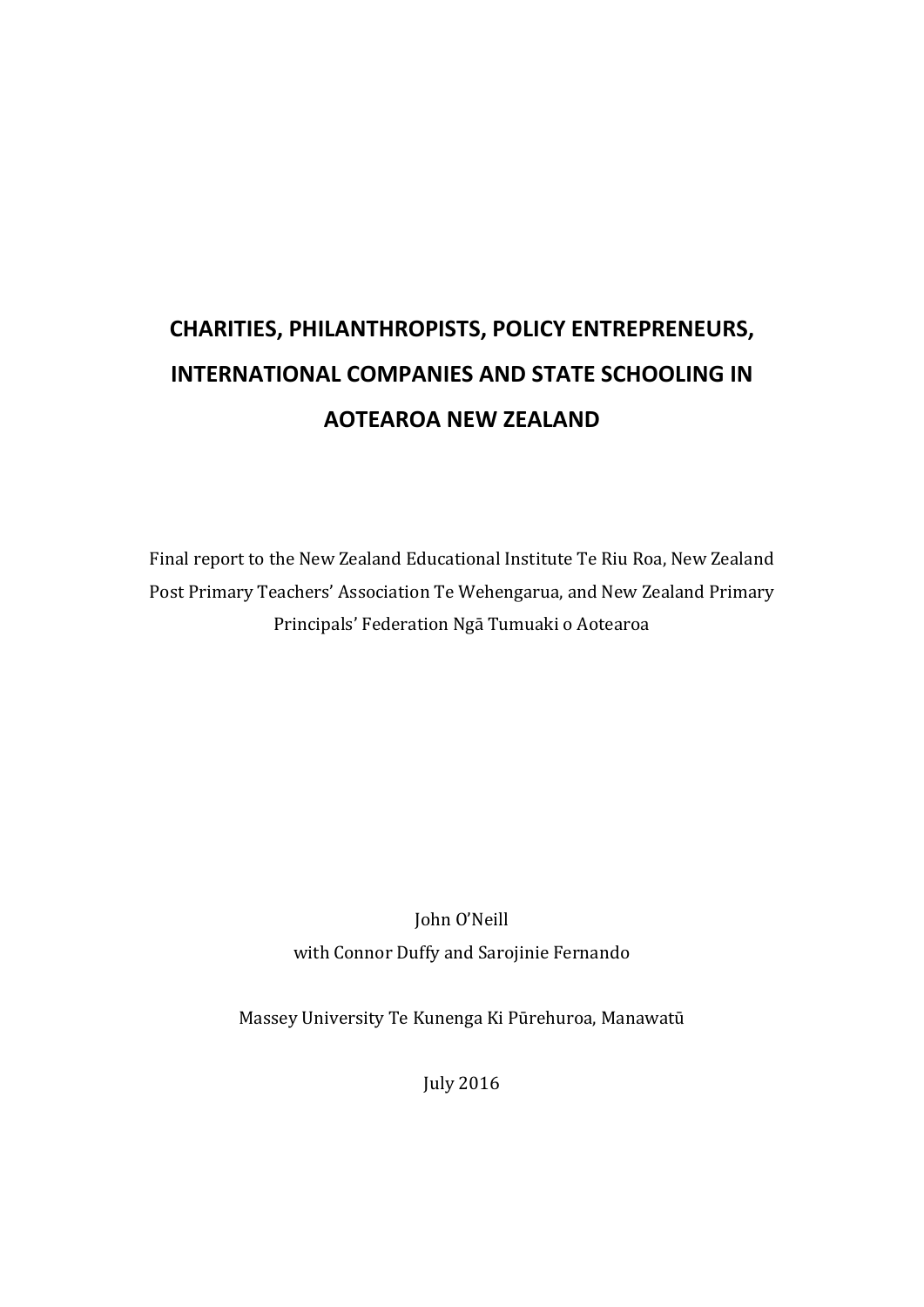# CHARITIES, PHILANTHROPISTS, POLICY ENTREPRENEURS, INTERNATIONAL COMPANIES AND STATE SCHOOLING IN AOTEAROA NEW ZEALAND

Final report to the New Zealand Educational Institute Te Riu Roa, New Zealand Post Primary Teachers' Association Te Wehengarua, and New Zealand Primary Principals' Federation Ngā Tumuaki o Aotearoa

John O'Neill
with Connor Duffy and Sarojinie Fernando

Massey University Te Kunenga Ki Pūrehuroa, Manawatū

July 2016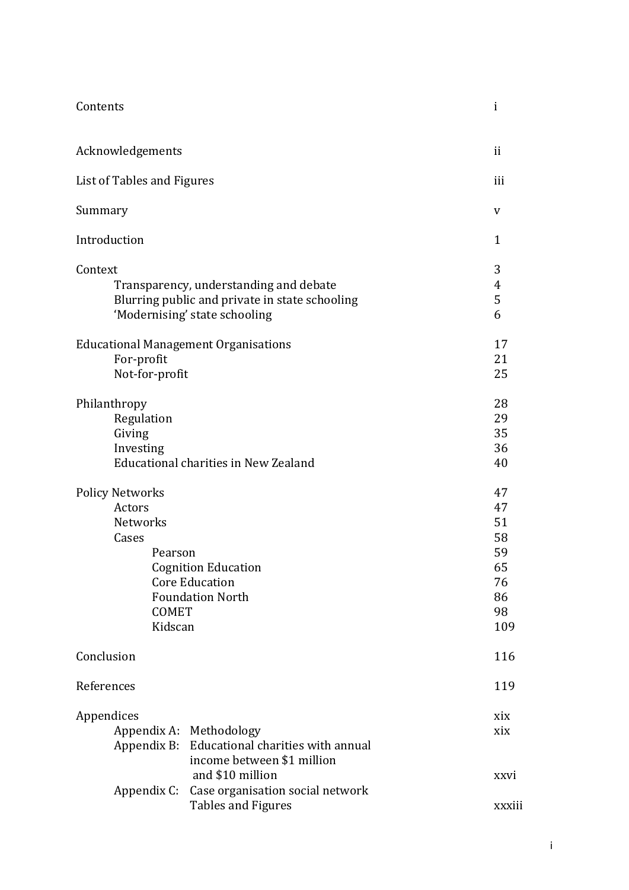# Contents

| | |
|---|---|
| Contents | i |
| Acknowledgements | ii |
| List of Tables and Figures | iii |
| Summary | v |
| Introduction | 1 |
| Context | 3 |
| Transparency, understanding and debate | 4 |
| Blurring public and private in state schooling | 5 |
| 'Modernising' state schooling | 6 |
| Educational Management Organisations | 17 |
| For-profit | 21 |
| Not-for-profit | 25 |
| Philanthropy | 28 |
| Regulation | 29 |
| Giving | 35 |
| Investing | 36 |
| Educational charities in New Zealand | 40 |
| Policy Networks | 47 |
| Actors | 47 |
| Networks | 51 |
| Cases | 58 |
| Pearson | 59 |
| Cognition Education | 65 |
| Core Education | 76 |
| Foundation North | 86 |
| COMET | 98 |
| Kidscan | 109 |
| Conclusion | 116 |
| References | 119 |
| Appendices | xix |
| Appendix A: Methodology | xix |
| Appendix B: Educational charities with annual income between $1 million and $10 million | xxvi |
| Appendix C: Case organisation social network Tables and Figures | xxxiii |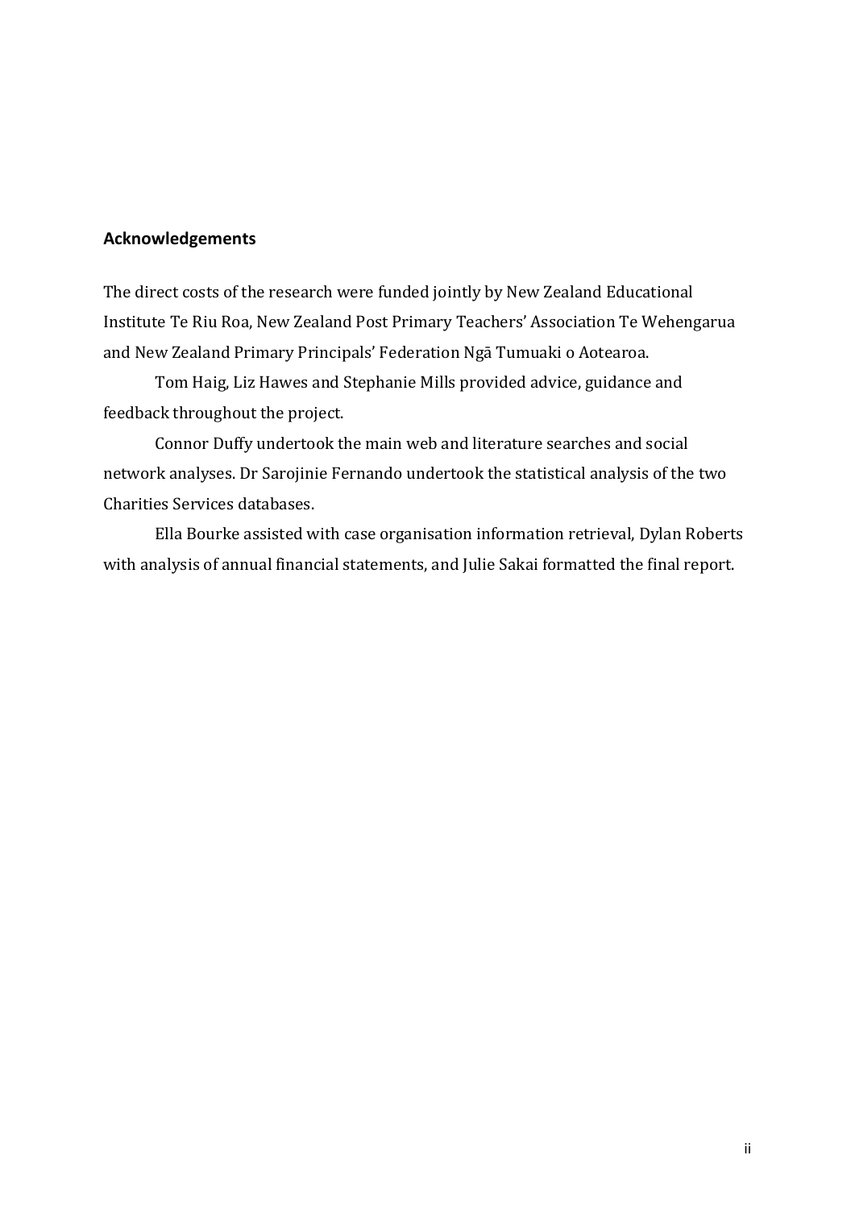## Acknowledgements

The direct costs of the research were funded jointly by New Zealand Educational Institute Te Riu Roa, New Zealand Post Primary Teachers' Association Te Wehengarua and New Zealand Primary Principals' Federation Ngā Tumuaki o Aotearoa.

Tom Haig, Liz Hawes and Stephanie Mills provided advice, guidance and feedback throughout the project.

Connor Duffy undertook the main web and literature searches and social network analyses. Dr Sarojinie Fernando undertook the statistical analysis of the two Charities Services databases.

Ella Bourke assisted with case organisation information retrieval, Dylan Roberts with analysis of annual financial statements, and Julie Sakai formatted the final report.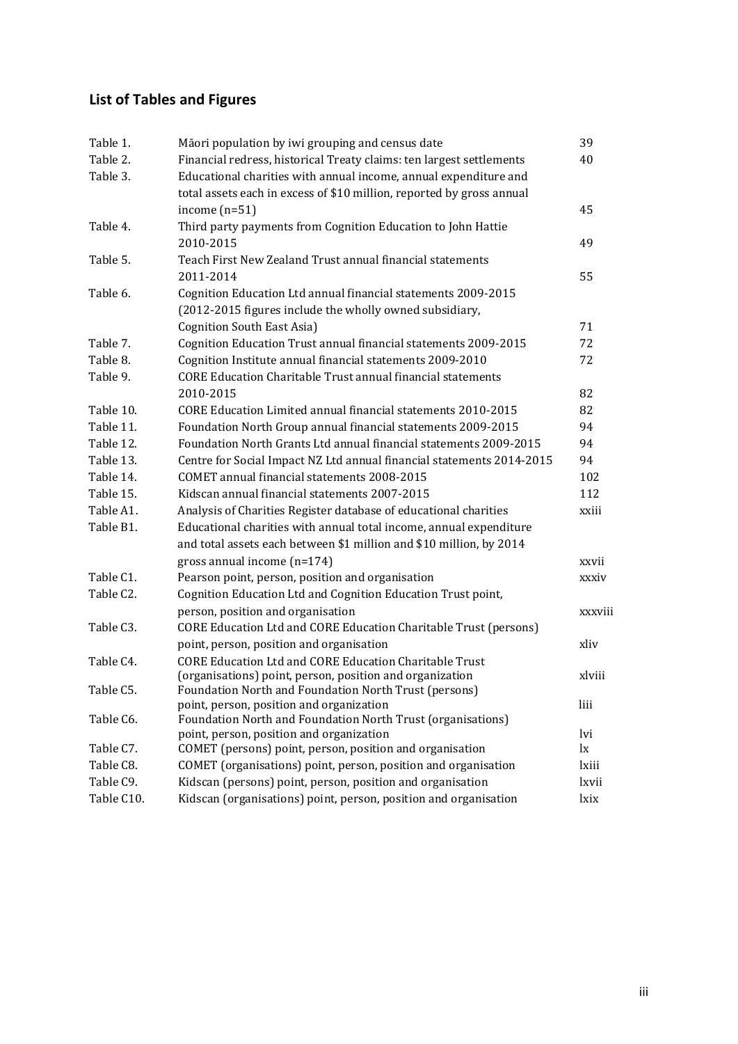## List of Tables and Figures

| | | |
|---|---|---|
| Table 1. | Māori population by iwi grouping and census date | 39 |
| Table 2. | Financial redress, historical Treaty claims: ten largest settlements | 40 |
| Table 3. | Educational charities with annual income, annual expenditure and total assets each in excess of $10 million, reported by gross annual income (n=51) | 45 |
| Table 4. | Third party payments from Cognition Education to John Hattie 2010-2015 | 49 |
| Table 5. | Teach First New Zealand Trust annual financial statements 2011-2014 | 55 |
| Table 6. | Cognition Education Ltd annual financial statements 2009-2015 (2012-2015 figures include the wholly owned subsidiary, Cognition South East Asia) | 71 |
| Table 7. | Cognition Education Trust annual financial statements 2009-2015 | 72 |
| Table 8. | Cognition Institute annual financial statements 2009-2010 | 72 |
| Table 9. | CORE Education Charitable Trust annual financial statements 2010-2015 | 82 |
| Table 10. | CORE Education Limited annual financial statements 2010-2015 | 82 |
| Table 11. | Foundation North Group annual financial statements 2009-2015 | 94 |
| Table 12. | Foundation North Grants Ltd annual financial statements 2009-2015 | 94 |
| Table 13. | Centre for Social Impact NZ Ltd annual financial statements 2014-2015 | 94 |
| Table 14. | COMET annual financial statements 2008-2015 | 102 |
| Table 15. | Kidscan annual financial statements 2007-2015 | 112 |
| Table A1. | Analysis of Charities Register database of educational charities | xxiii |
| Table B1. | Educational charities with annual total income, annual expenditure and total assets each between $1 million and $10 million, by 2014 gross annual income (n=174) | xxvii |
| Table C1. | Pearson point, person, position and organisation | xxxiv |
| Table C2. | Cognition Education Ltd and Cognition Education Trust point, person, position and organisation | xxxviii |
| Table C3. | CORE Education Ltd and CORE Education Charitable Trust (persons) point, person, position and organisation | xliv |
| Table C4. | CORE Education Ltd and CORE Education Charitable Trust (organisations) point, person, position and organization | xlviii |
| Table C5. | Foundation North and Foundation North Trust (persons) point, person, position and organization | liii |
| Table C6. | Foundation North and Foundation North Trust (organisations) point, person, position and organization | lvi |
| Table C7. | COMET (persons) point, person, position and organisation | lx |
| Table C8. | COMET (organisations) point, person, position and organisation | lxiii |
| Table C9. | Kidscan (persons) point, person, position and organisation | lxvii |
| Table C10. | Kidscan (organisations) point, person, position and organisation | lxix |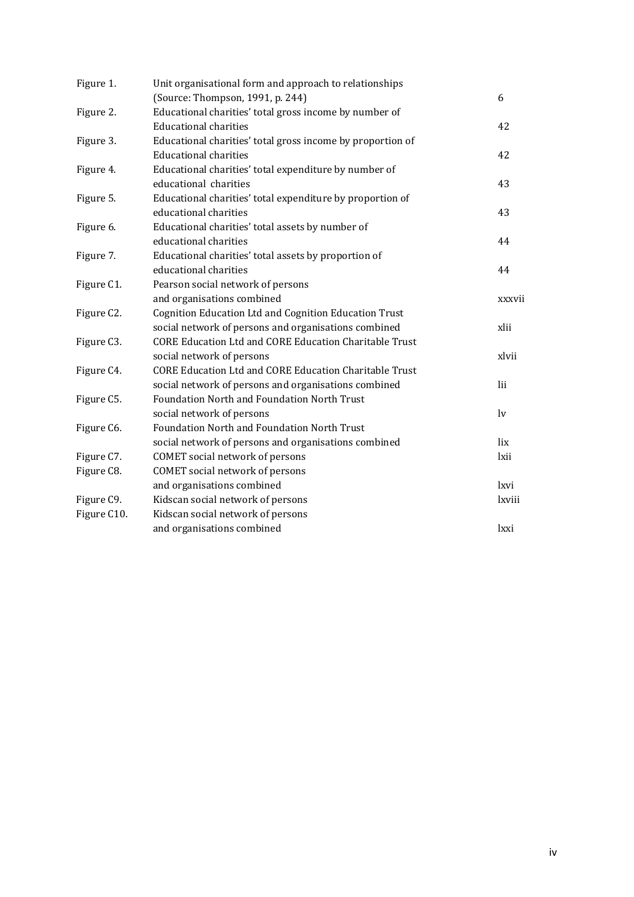| | | |
|---|---|---|
| Figure 1. | Unit organisational form and approach to relationships (Source: Thompson, 1991, p. 244) | 6 |
| Figure 2. | Educational charities' total gross income by number of Educational charities | 42 |
| Figure 3. | Educational charities' total gross income by proportion of Educational charities | 42 |
| Figure 4. | Educational charities' total expenditure by number of educational charities | 43 |
| Figure 5. | Educational charities' total expenditure by proportion of educational charities | 43 |
| Figure 6. | Educational charities' total assets by number of educational charities | 44 |
| Figure 7. | Educational charities' total assets by proportion of educational charities | 44 |
| Figure C1. | Pearson social network of persons and organisations combined | xxxvii |
| Figure C2. | Cognition Education Ltd and Cognition Education Trust social network of persons and organisations combined | xlii |
| Figure C3. | CORE Education Ltd and CORE Education Charitable Trust social network of persons | xlvii |
| Figure C4. | CORE Education Ltd and CORE Education Charitable Trust social network of persons and organisations combined | lii |
| Figure C5. | Foundation North and Foundation North Trust social network of persons | lv |
| Figure C6. | Foundation North and Foundation North Trust social network of persons and organisations combined | lix |
| Figure C7. | COMET social network of persons | lxii |
| Figure C8. | COMET social network of persons and organisations combined | lxvi |
| Figure C9. | Kidscan social network of persons | lxviii |
| Figure C10. | Kidscan social network of persons and organisations combined | lxxi |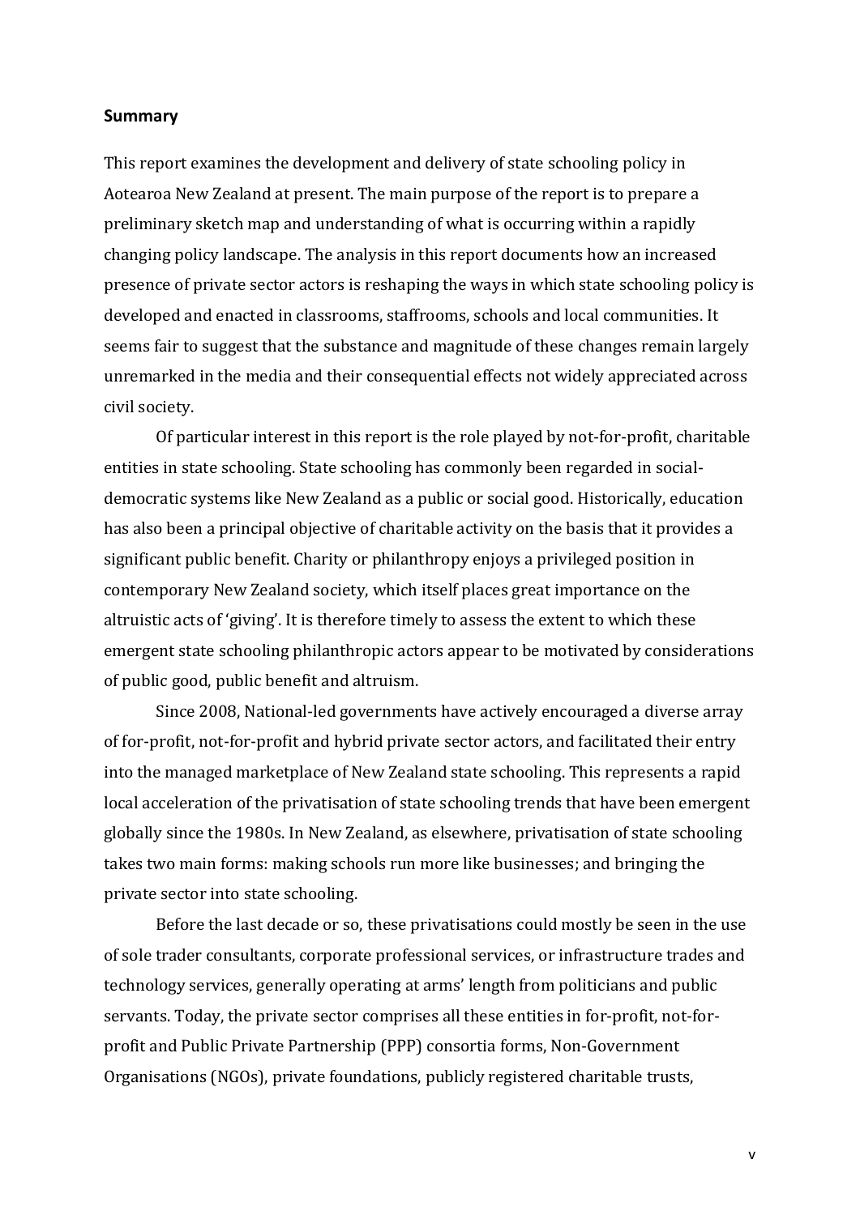## Summary

This report examines the development and delivery of state schooling policy in Aotearoa New Zealand at present. The main purpose of the report is to prepare a preliminary sketch map and understanding of what is occurring within a rapidly changing policy landscape. The analysis in this report documents how an increased presence of private sector actors is reshaping the ways in which state schooling policy is developed and enacted in classrooms, staffrooms, schools and local communities. It seems fair to suggest that the substance and magnitude of these changes remain largely unremarked in the media and their consequential effects not widely appreciated across civil society.

Of particular interest in this report is the role played by not-for-profit, charitable entities in state schooling. State schooling has commonly been regarded in social-democratic systems like New Zealand as a public or social good. Historically, education has also been a principal objective of charitable activity on the basis that it provides a significant public benefit. Charity or philanthropy enjoys a privileged position in contemporary New Zealand society, which itself places great importance on the altruistic acts of 'giving'. It is therefore timely to assess the extent to which these emergent state schooling philanthropic actors appear to be motivated by considerations of public good, public benefit and altruism.

Since 2008, National-led governments have actively encouraged a diverse array of for-profit, not-for-profit and hybrid private sector actors, and facilitated their entry into the managed marketplace of New Zealand state schooling. This represents a rapid local acceleration of the privatisation of state schooling trends that have been emergent globally since the 1980s. In New Zealand, as elsewhere, privatisation of state schooling takes two main forms: making schools run more like businesses; and bringing the private sector into state schooling.

Before the last decade or so, these privatisations could mostly be seen in the use of sole trader consultants, corporate professional services, or infrastructure trades and technology services, generally operating at arms' length from politicians and public servants. Today, the private sector comprises all these entities in for-profit, not-for-profit and Public Private Partnership (PPP) consortia forms, Non-Government Organisations (NGOs), private foundations, publicly registered charitable trusts,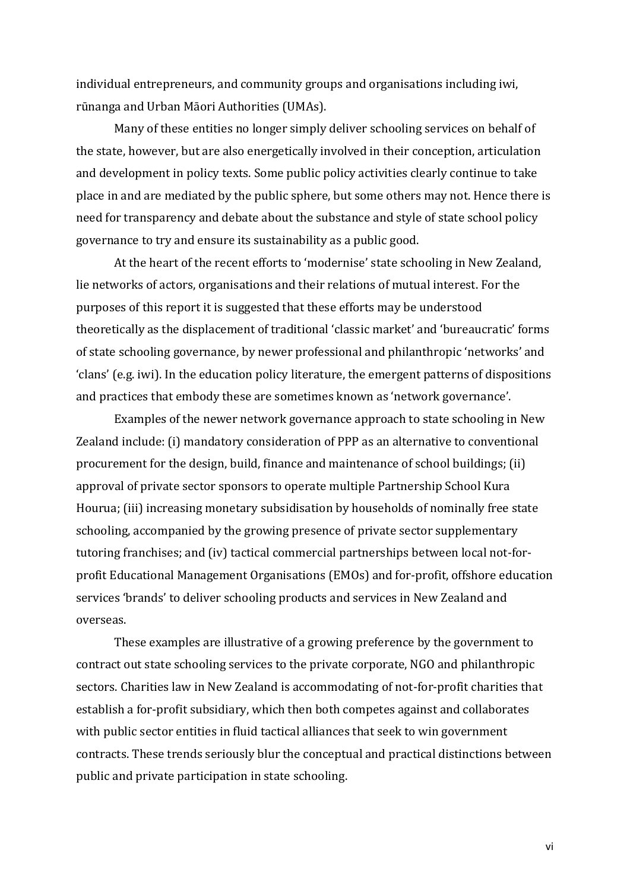individual entrepreneurs, and community groups and organisations including iwi, rūnanga and Urban Māori Authorities (UMAs).

Many of these entities no longer simply deliver schooling services on behalf of the state, however, but are also energetically involved in their conception, articulation and development in policy texts. Some public policy activities clearly continue to take place in and are mediated by the public sphere, but some others may not. Hence there is need for transparency and debate about the substance and style of state school policy governance to try and ensure its sustainability as a public good.

At the heart of the recent efforts to 'modernise' state schooling in New Zealand, lie networks of actors, organisations and their relations of mutual interest. For the purposes of this report it is suggested that these efforts may be understood theoretically as the displacement of traditional 'classic market' and 'bureaucratic' forms of state schooling governance, by newer professional and philanthropic 'networks' and 'clans' (e.g. iwi). In the education policy literature, the emergent patterns of dispositions and practices that embody these are sometimes known as 'network governance'.

Examples of the newer network governance approach to state schooling in New Zealand include: (i) mandatory consideration of PPP as an alternative to conventional procurement for the design, build, finance and maintenance of school buildings; (ii) approval of private sector sponsors to operate multiple Partnership School Kura Hourua; (iii) increasing monetary subsidisation by households of nominally free state schooling, accompanied by the growing presence of private sector supplementary tutoring franchises; and (iv) tactical commercial partnerships between local not-for-profit Educational Management Organisations (EMOs) and for-profit, offshore education services 'brands' to deliver schooling products and services in New Zealand and overseas.

These examples are illustrative of a growing preference by the government to contract out state schooling services to the private corporate, NGO and philanthropic sectors. Charities law in New Zealand is accommodating of not-for-profit charities that establish a for-profit subsidiary, which then both competes against and collaborates with public sector entities in fluid tactical alliances that seek to win government contracts. These trends seriously blur the conceptual and practical distinctions between public and private participation in state schooling.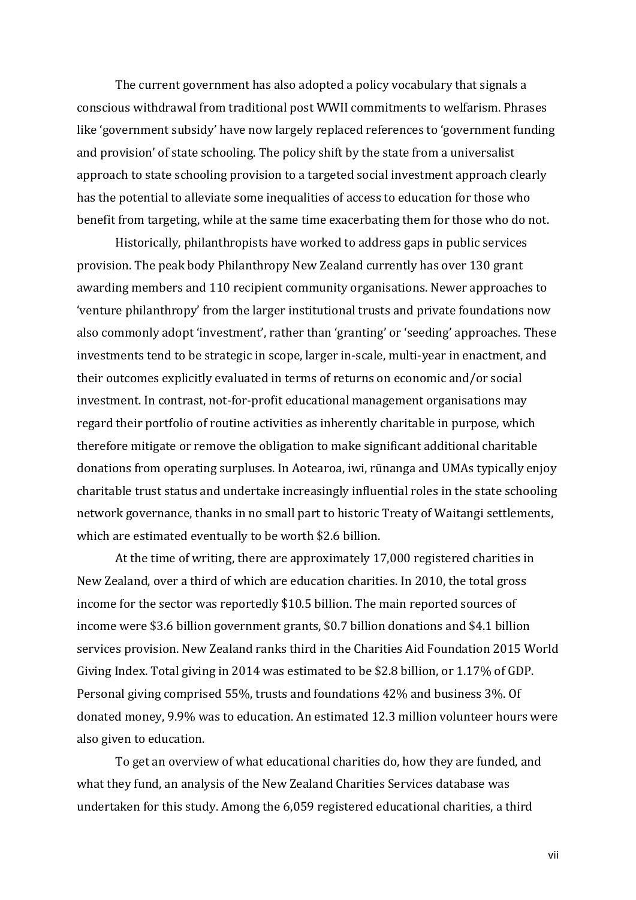The current government has also adopted a policy vocabulary that signals a conscious withdrawal from traditional post WWII commitments to welfarism. Phrases like 'government subsidy' have now largely replaced references to 'government funding and provision' of state schooling. The policy shift by the state from a universalist approach to state schooling provision to a targeted social investment approach clearly has the potential to alleviate some inequalities of access to education for those who benefit from targeting, while at the same time exacerbating them for those who do not.

Historically, philanthropists have worked to address gaps in public services provision. The peak body Philanthropy New Zealand currently has over 130 grant awarding members and 110 recipient community organisations. Newer approaches to 'venture philanthropy' from the larger institutional trusts and private foundations now also commonly adopt 'investment', rather than 'granting' or 'seeding' approaches. These investments tend to be strategic in scope, larger in-scale, multi-year in enactment, and their outcomes explicitly evaluated in terms of returns on economic and/or social investment. In contrast, not-for-profit educational management organisations may regard their portfolio of routine activities as inherently charitable in purpose, which therefore mitigate or remove the obligation to make significant additional charitable donations from operating surpluses. In Aotearoa, iwi, rūnanga and UMAs typically enjoy charitable trust status and undertake increasingly influential roles in the state schooling network governance, thanks in no small part to historic Treaty of Waitangi settlements, which are estimated eventually to be worth $2.6 billion.

At the time of writing, there are approximately 17,000 registered charities in New Zealand, over a third of which are education charities. In 2010, the total gross income for the sector was reportedly $10.5 billion. The main reported sources of income were $3.6 billion government grants, $0.7 billion donations and $4.1 billion services provision. New Zealand ranks third in the Charities Aid Foundation 2015 World Giving Index. Total giving in 2014 was estimated to be $2.8 billion, or 1.17% of GDP. Personal giving comprised 55%, trusts and foundations 42% and business 3%. Of donated money, 9.9% was to education. An estimated 12.3 million volunteer hours were also given to education.

To get an overview of what educational charities do, how they are funded, and what they fund, an analysis of the New Zealand Charities Services database was undertaken for this study. Among the 6,059 registered educational charities, a third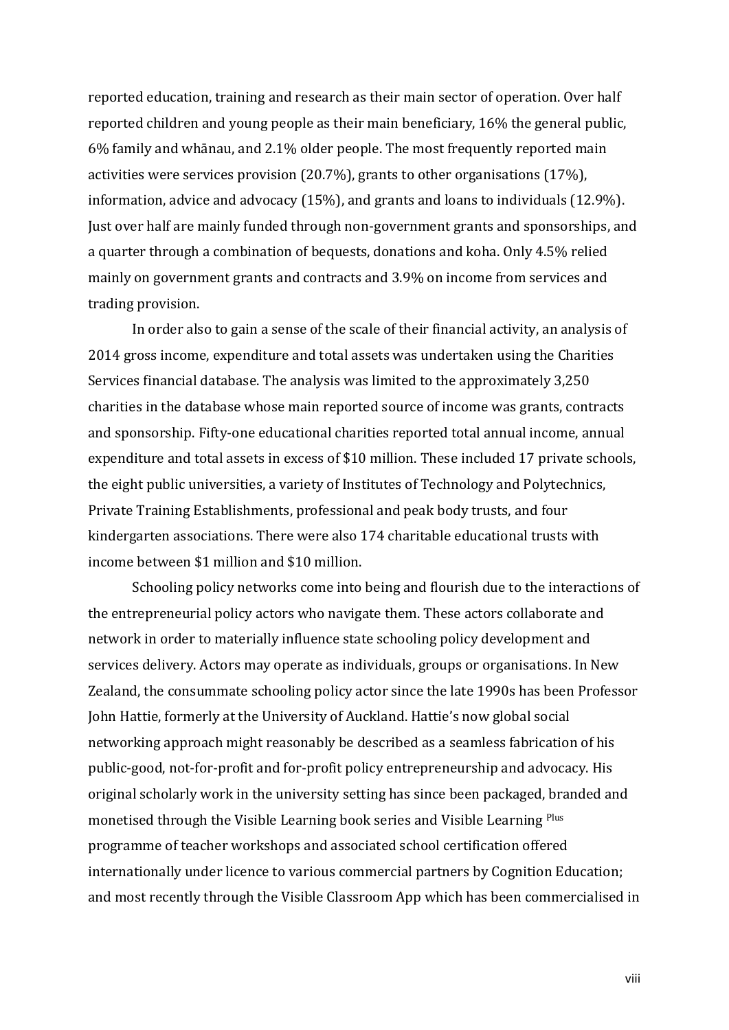reported education, training and research as their main sector of operation. Over half reported children and young people as their main beneficiary, 16% the general public, 6% family and whānau, and 2.1% older people. The most frequently reported main activities were services provision (20.7%), grants to other organisations (17%), information, advice and advocacy (15%), and grants and loans to individuals (12.9%). Just over half are mainly funded through non-government grants and sponsorships, and a quarter through a combination of bequests, donations and koha. Only 4.5% relied mainly on government grants and contracts and 3.9% on income from services and trading provision.

In order also to gain a sense of the scale of their financial activity, an analysis of 2014 gross income, expenditure and total assets was undertaken using the Charities Services financial database. The analysis was limited to the approximately 3,250 charities in the database whose main reported source of income was grants, contracts and sponsorship. Fifty-one educational charities reported total annual income, annual expenditure and total assets in excess of $10 million. These included 17 private schools, the eight public universities, a variety of Institutes of Technology and Polytechnics, Private Training Establishments, professional and peak body trusts, and four kindergarten associations. There were also 174 charitable educational trusts with income between $1 million and $10 million.

Schooling policy networks come into being and flourish due to the interactions of the entrepreneurial policy actors who navigate them. These actors collaborate and network in order to materially influence state schooling policy development and services delivery. Actors may operate as individuals, groups or organisations. In New Zealand, the consummate schooling policy actor since the late 1990s has been Professor John Hattie, formerly at the University of Auckland. Hattie's now global social networking approach might reasonably be described as a seamless fabrication of his public-good, not-for-profit and for-profit policy entrepreneurship and advocacy. His original scholarly work in the university setting has since been packaged, branded and monetised through the Visible Learning book series and Visible Learning Plus programme of teacher workshops and associated school certification offered internationally under licence to various commercial partners by Cognition Education; and most recently through the Visible Classroom App which has been commercialised in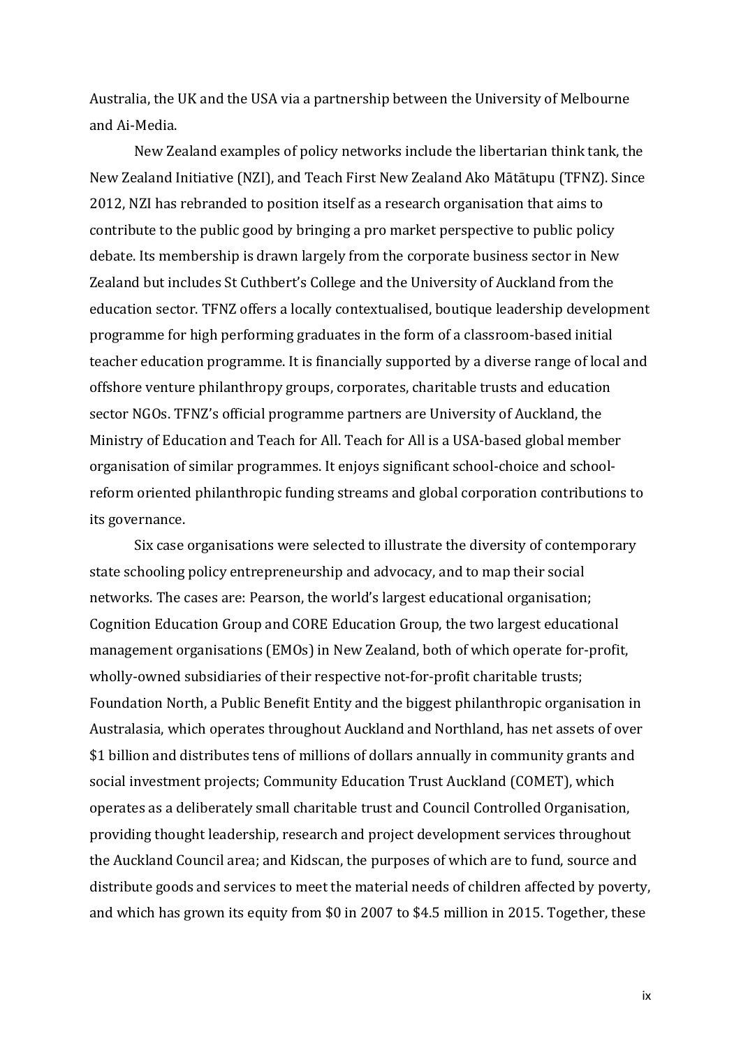Australia, the UK and the USA via a partnership between the University of Melbourne and Ai-Media.

New Zealand examples of policy networks include the libertarian think tank, the New Zealand Initiative (NZI), and Teach First New Zealand Ako Mātātupu (TFNZ). Since 2012, NZI has rebranded to position itself as a research organisation that aims to contribute to the public good by bringing a pro market perspective to public policy debate. Its membership is drawn largely from the corporate business sector in New Zealand but includes St Cuthbert's College and the University of Auckland from the education sector. TFNZ offers a locally contextualised, boutique leadership development programme for high performing graduates in the form of a classroom-based initial teacher education programme. It is financially supported by a diverse range of local and offshore venture philanthropy groups, corporates, charitable trusts and education sector NGOs. TFNZ's official programme partners are University of Auckland, the Ministry of Education and Teach for All. Teach for All is a USA-based global member organisation of similar programmes. It enjoys significant school-choice and school-reform oriented philanthropic funding streams and global corporation contributions to its governance.

Six case organisations were selected to illustrate the diversity of contemporary state schooling policy entrepreneurship and advocacy, and to map their social networks. The cases are: Pearson, the world's largest educational organisation; Cognition Education Group and CORE Education Group, the two largest educational management organisations (EMOs) in New Zealand, both of which operate for-profit, wholly-owned subsidiaries of their respective not-for-profit charitable trusts; Foundation North, a Public Benefit Entity and the biggest philanthropic organisation in Australasia, which operates throughout Auckland and Northland, has net assets of over $1 billion and distributes tens of millions of dollars annually in community grants and social investment projects; Community Education Trust Auckland (COMET), which operates as a deliberately small charitable trust and Council Controlled Organisation, providing thought leadership, research and project development services throughout the Auckland Council area; and Kidscan, the purposes of which are to fund, source and distribute goods and services to meet the material needs of children affected by poverty, and which has grown its equity from $0 in 2007 to $4.5 million in 2015. Together, these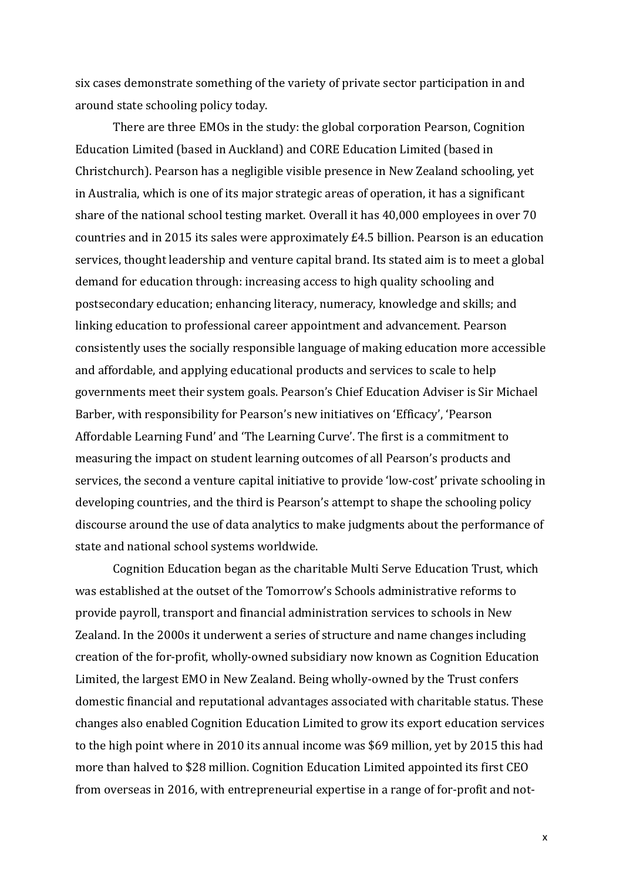six cases demonstrate something of the variety of private sector participation in and around state schooling policy today.

There are three EMOs in the study: the global corporation Pearson, Cognition Education Limited (based in Auckland) and CORE Education Limited (based in Christchurch). Pearson has a negligible visible presence in New Zealand schooling, yet in Australia, which is one of its major strategic areas of operation, it has a significant share of the national school testing market. Overall it has 40,000 employees in over 70 countries and in 2015 its sales were approximately £4.5 billion. Pearson is an education services, thought leadership and venture capital brand. Its stated aim is to meet a global demand for education through: increasing access to high quality schooling and postsecondary education; enhancing literacy, numeracy, knowledge and skills; and linking education to professional career appointment and advancement. Pearson consistently uses the socially responsible language of making education more accessible and affordable, and applying educational products and services to scale to help governments meet their system goals. Pearson's Chief Education Adviser is Sir Michael Barber, with responsibility for Pearson's new initiatives on 'Efficacy', 'Pearson Affordable Learning Fund' and 'The Learning Curve'. The first is a commitment to measuring the impact on student learning outcomes of all Pearson's products and services, the second a venture capital initiative to provide 'low-cost' private schooling in developing countries, and the third is Pearson's attempt to shape the schooling policy discourse around the use of data analytics to make judgments about the performance of state and national school systems worldwide.

Cognition Education began as the charitable Multi Serve Education Trust, which was established at the outset of the Tomorrow's Schools administrative reforms to provide payroll, transport and financial administration services to schools in New Zealand. In the 2000s it underwent a series of structure and name changes including creation of the for-profit, wholly-owned subsidiary now known as Cognition Education Limited, the largest EMO in New Zealand. Being wholly-owned by the Trust confers domestic financial and reputational advantages associated with charitable status. These changes also enabled Cognition Education Limited to grow its export education services to the high point where in 2010 its annual income was $69 million, yet by 2015 this had more than halved to $28 million. Cognition Education Limited appointed its first CEO from overseas in 2016, with entrepreneurial expertise in a range of for-profit and not-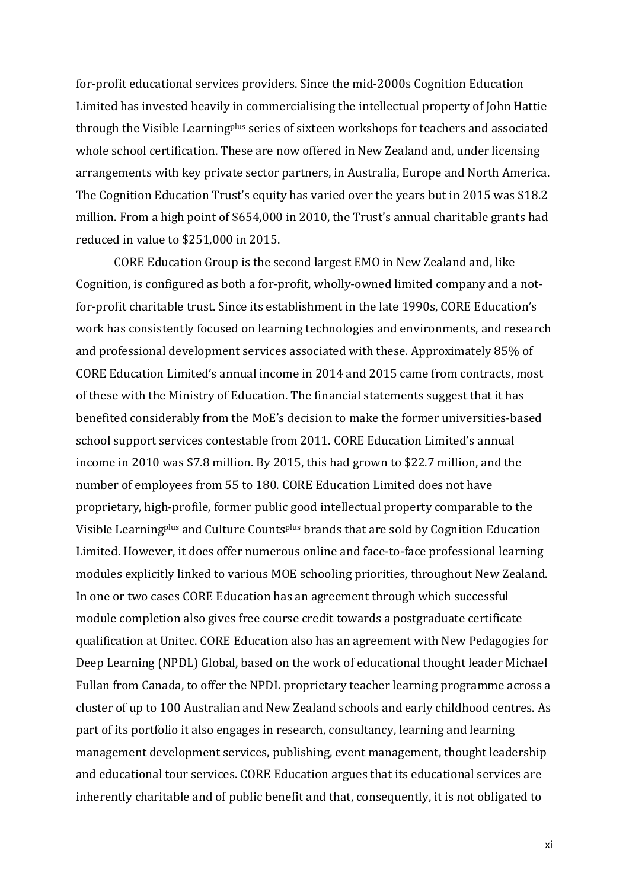for-profit educational services providers. Since the mid-2000s Cognition Education Limited has invested heavily in commercialising the intellectual property of John Hattie through the Visible Learning$^{plus}$ series of sixteen workshops for teachers and associated whole school certification. These are now offered in New Zealand and, under licensing arrangements with key private sector partners, in Australia, Europe and North America. The Cognition Education Trust's equity has varied over the years but in 2015 was $18.2 million. From a high point of $654,000 in 2010, the Trust's annual charitable grants had reduced in value to $251,000 in 2015.

CORE Education Group is the second largest EMO in New Zealand and, like Cognition, is configured as both a for-profit, wholly-owned limited company and a not-for-profit charitable trust. Since its establishment in the late 1990s, CORE Education's work has consistently focused on learning technologies and environments, and research and professional development services associated with these. Approximately 85% of CORE Education Limited's annual income in 2014 and 2015 came from contracts, most of these with the Ministry of Education. The financial statements suggest that it has benefited considerably from the MoE's decision to make the former universities-based school support services contestable from 2011. CORE Education Limited's annual income in 2010 was $7.8 million. By 2015, this had grown to $22.7 million, and the number of employees from 55 to 180. CORE Education Limited does not have proprietary, high-profile, former public good intellectual property comparable to the Visible Learning$^{plus}$ and Culture Counts$^{plus}$ brands that are sold by Cognition Education Limited. However, it does offer numerous online and face-to-face professional learning modules explicitly linked to various MOE schooling priorities, throughout New Zealand. In one or two cases CORE Education has an agreement through which successful module completion also gives free course credit towards a postgraduate certificate qualification at Unitec. CORE Education also has an agreement with New Pedagogies for Deep Learning (NPDL) Global, based on the work of educational thought leader Michael Fullan from Canada, to offer the NPDL proprietary teacher learning programme across a cluster of up to 100 Australian and New Zealand schools and early childhood centres. As part of its portfolio it also engages in research, consultancy, learning and learning management development services, publishing, event management, thought leadership and educational tour services. CORE Education argues that its educational services are inherently charitable and of public benefit and that, consequently, it is not obligated to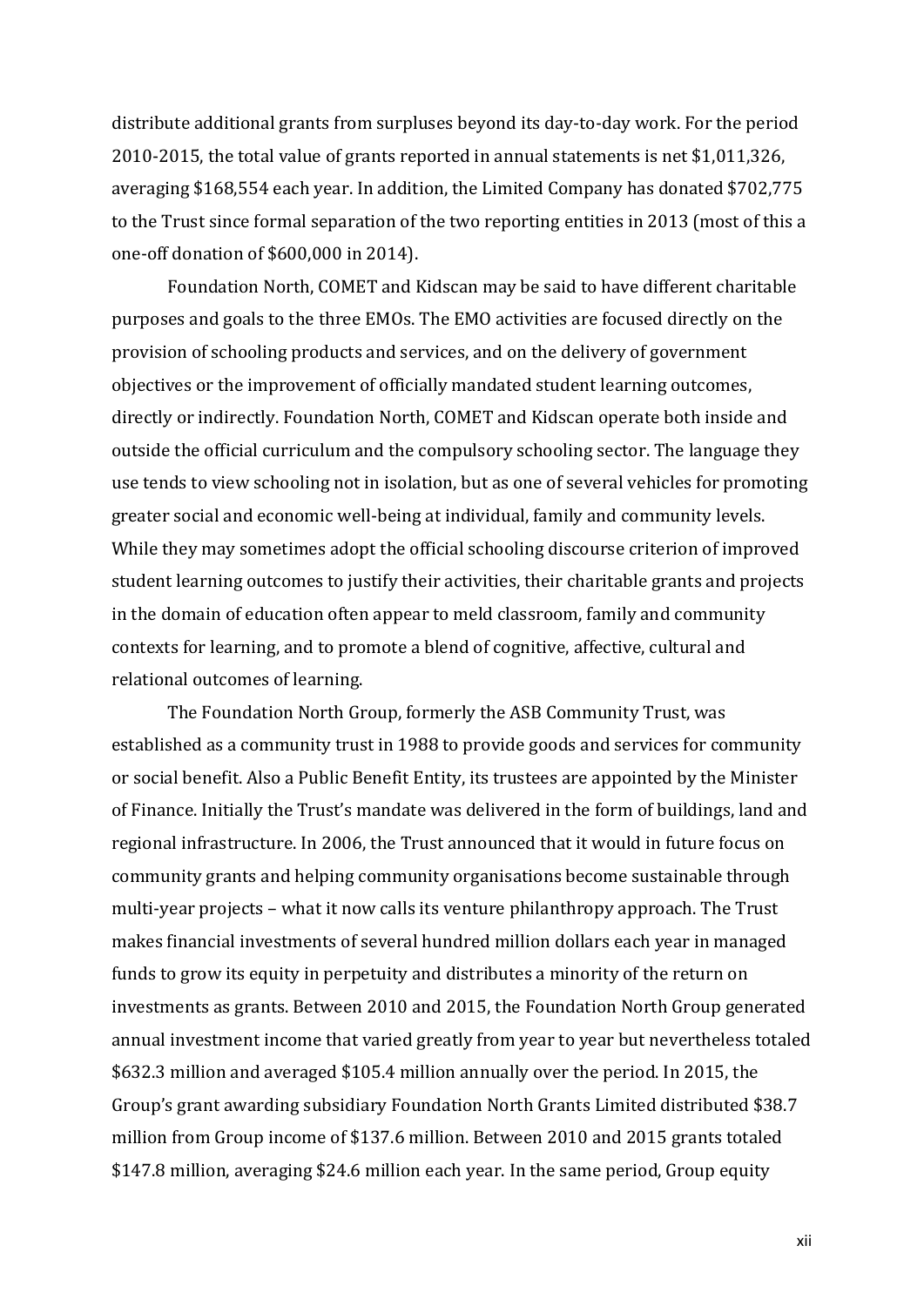distribute additional grants from surpluses beyond its day-to-day work. For the period 2010-2015, the total value of grants reported in annual statements is net $1,011,326, averaging $168,554 each year. In addition, the Limited Company has donated $702,775 to the Trust since formal separation of the two reporting entities in 2013 (most of this a one-off donation of $600,000 in 2014).

Foundation North, COMET and Kidscan may be said to have different charitable purposes and goals to the three EMOs. The EMO activities are focused directly on the provision of schooling products and services, and on the delivery of government objectives or the improvement of officially mandated student learning outcomes, directly or indirectly. Foundation North, COMET and Kidscan operate both inside and outside the official curriculum and the compulsory schooling sector. The language they use tends to view schooling not in isolation, but as one of several vehicles for promoting greater social and economic well-being at individual, family and community levels. While they may sometimes adopt the official schooling discourse criterion of improved student learning outcomes to justify their activities, their charitable grants and projects in the domain of education often appear to meld classroom, family and community contexts for learning, and to promote a blend of cognitive, affective, cultural and relational outcomes of learning.

The Foundation North Group, formerly the ASB Community Trust, was established as a community trust in 1988 to provide goods and services for community or social benefit. Also a Public Benefit Entity, its trustees are appointed by the Minister of Finance. Initially the Trust's mandate was delivered in the form of buildings, land and regional infrastructure. In 2006, the Trust announced that it would in future focus on community grants and helping community organisations become sustainable through multi-year projects – what it now calls its venture philanthropy approach. The Trust makes financial investments of several hundred million dollars each year in managed funds to grow its equity in perpetuity and distributes a minority of the return on investments as grants. Between 2010 and 2015, the Foundation North Group generated annual investment income that varied greatly from year to year but nevertheless totaled $632.3 million and averaged $105.4 million annually over the period. In 2015, the Group's grant awarding subsidiary Foundation North Grants Limited distributed $38.7 million from Group income of $137.6 million. Between 2010 and 2015 grants totaled $147.8 million, averaging $24.6 million each year. In the same period, Group equity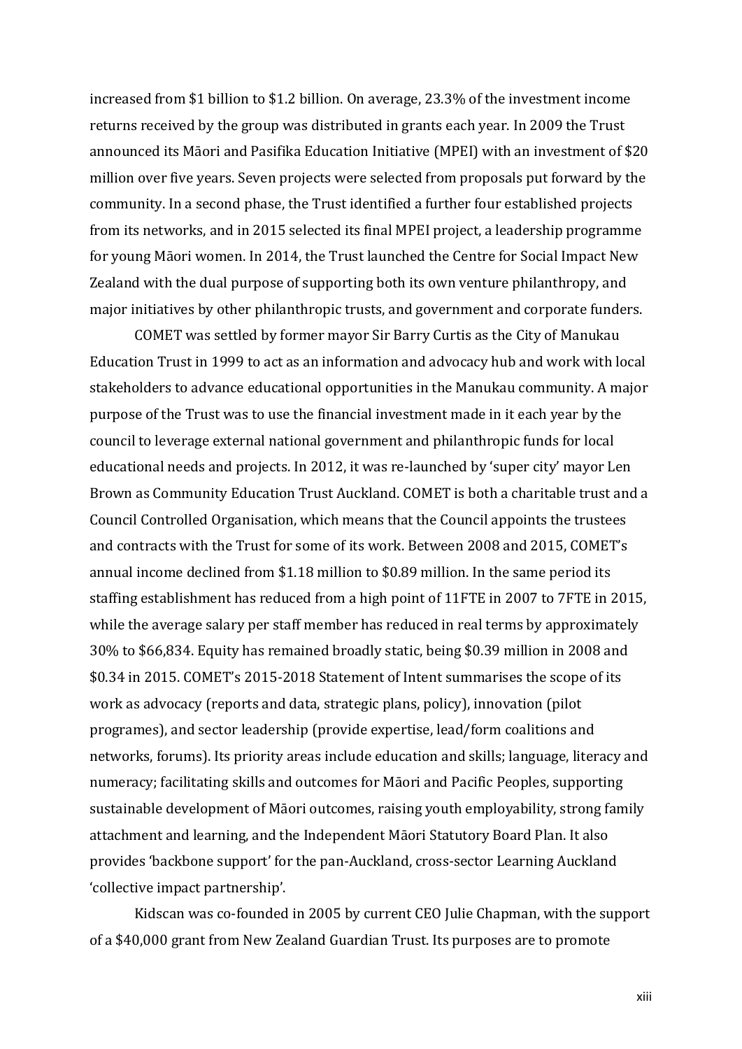increased from $1 billion to $1.2 billion. On average, 23.3% of the investment income returns received by the group was distributed in grants each year. In 2009 the Trust announced its Māori and Pasifika Education Initiative (MPEI) with an investment of $20 million over five years. Seven projects were selected from proposals put forward by the community. In a second phase, the Trust identified a further four established projects from its networks, and in 2015 selected its final MPEI project, a leadership programme for young Māori women. In 2014, the Trust launched the Centre for Social Impact New Zealand with the dual purpose of supporting both its own venture philanthropy, and major initiatives by other philanthropic trusts, and government and corporate funders.

COMET was settled by former mayor Sir Barry Curtis as the City of Manukau Education Trust in 1999 to act as an information and advocacy hub and work with local stakeholders to advance educational opportunities in the Manukau community. A major purpose of the Trust was to use the financial investment made in it each year by the council to leverage external national government and philanthropic funds for local educational needs and projects. In 2012, it was re-launched by 'super city' mayor Len Brown as Community Education Trust Auckland. COMET is both a charitable trust and a Council Controlled Organisation, which means that the Council appoints the trustees and contracts with the Trust for some of its work. Between 2008 and 2015, COMET's annual income declined from $1.18 million to $0.89 million. In the same period its staffing establishment has reduced from a high point of 11FTE in 2007 to 7FTE in 2015, while the average salary per staff member has reduced in real terms by approximately 30% to $66,834. Equity has remained broadly static, being $0.39 million in 2008 and $0.34 in 2015. COMET's 2015-2018 Statement of Intent summarises the scope of its work as advocacy (reports and data, strategic plans, policy), innovation (pilot programes), and sector leadership (provide expertise, lead/form coalitions and networks, forums). Its priority areas include education and skills; language, literacy and numeracy; facilitating skills and outcomes for Māori and Pacific Peoples, supporting sustainable development of Māori outcomes, raising youth employability, strong family attachment and learning, and the Independent Māori Statutory Board Plan. It also provides 'backbone support' for the pan-Auckland, cross-sector Learning Auckland 'collective impact partnership'.

Kidscan was co-founded in 2005 by current CEO Julie Chapman, with the support of a $40,000 grant from New Zealand Guardian Trust. Its purposes are to promote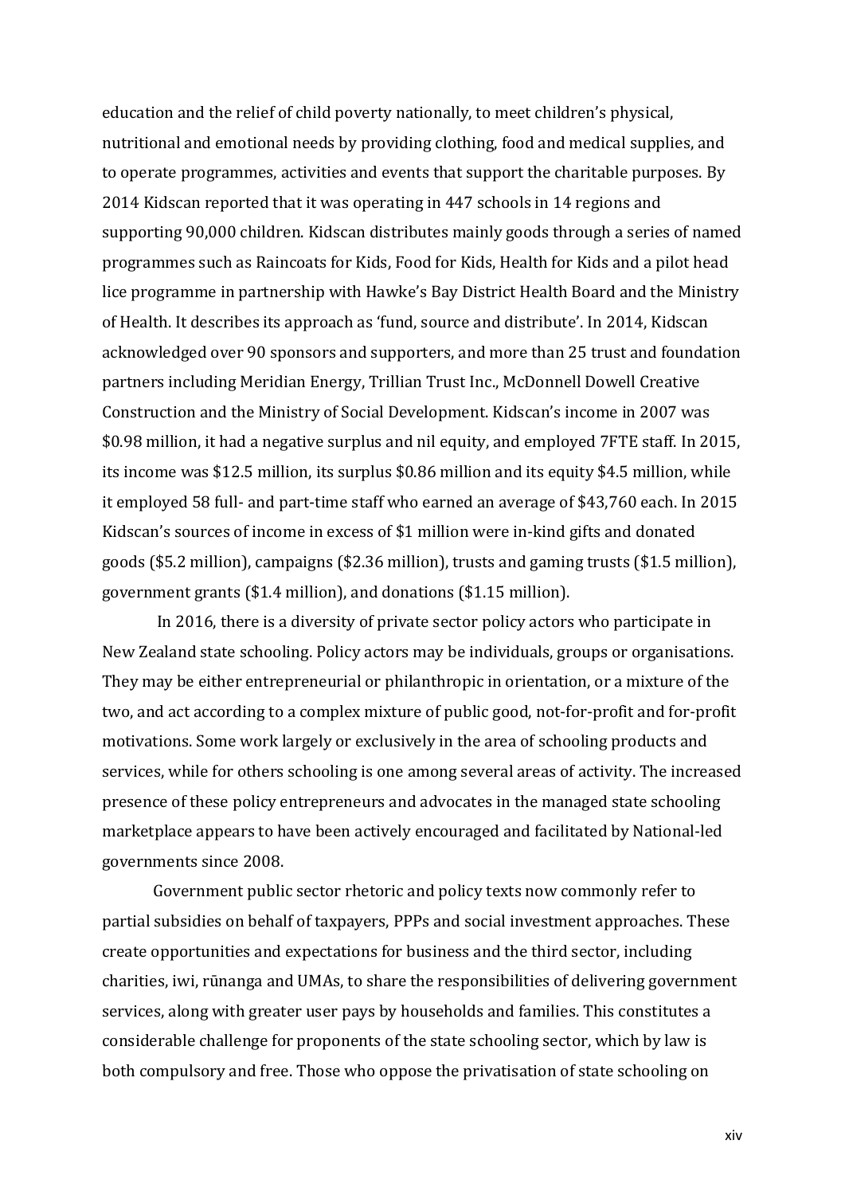education and the relief of child poverty nationally, to meet children's physical, nutritional and emotional needs by providing clothing, food and medical supplies, and to operate programmes, activities and events that support the charitable purposes. By 2014 Kidscan reported that it was operating in 447 schools in 14 regions and supporting 90,000 children. Kidscan distributes mainly goods through a series of named programmes such as Raincoats for Kids, Food for Kids, Health for Kids and a pilot head lice programme in partnership with Hawke's Bay District Health Board and the Ministry of Health. It describes its approach as 'fund, source and distribute'. In 2014, Kidscan acknowledged over 90 sponsors and supporters, and more than 25 trust and foundation partners including Meridian Energy, Trillian Trust Inc., McDonnell Dowell Creative Construction and the Ministry of Social Development. Kidscan's income in 2007 was $0.98 million, it had a negative surplus and nil equity, and employed 7FTE staff. In 2015, its income was $12.5 million, its surplus $0.86 million and its equity $4.5 million, while it employed 58 full- and part-time staff who earned an average of $43,760 each. In 2015 Kidscan's sources of income in excess of $1 million were in-kind gifts and donated goods ($5.2 million), campaigns ($2.36 million), trusts and gaming trusts ($1.5 million), government grants ($1.4 million), and donations ($1.15 million).

In 2016, there is a diversity of private sector policy actors who participate in New Zealand state schooling. Policy actors may be individuals, groups or organisations. They may be either entrepreneurial or philanthropic in orientation, or a mixture of the two, and act according to a complex mixture of public good, not-for-profit and for-profit motivations. Some work largely or exclusively in the area of schooling products and services, while for others schooling is one among several areas of activity. The increased presence of these policy entrepreneurs and advocates in the managed state schooling marketplace appears to have been actively encouraged and facilitated by National-led governments since 2008.

Government public sector rhetoric and policy texts now commonly refer to partial subsidies on behalf of taxpayers, PPPs and social investment approaches. These create opportunities and expectations for business and the third sector, including charities, iwi, rūnanga and UMAs, to share the responsibilities of delivering government services, along with greater user pays by households and families. This constitutes a considerable challenge for proponents of the state schooling sector, which by law is both compulsory and free. Those who oppose the privatisation of state schooling on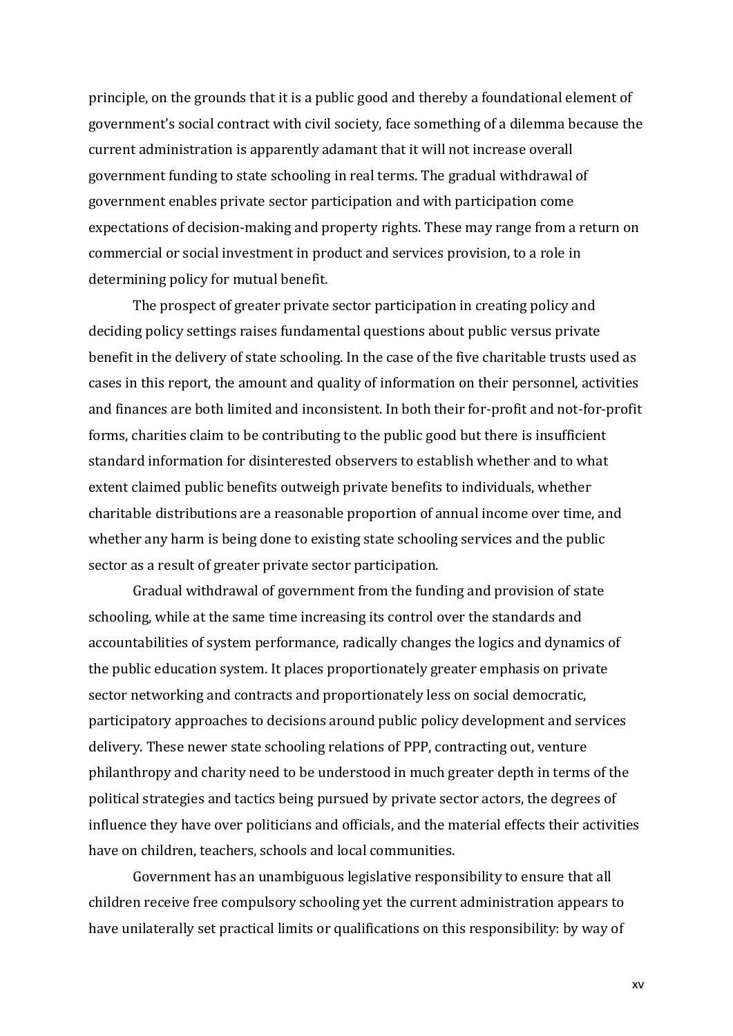principle, on the grounds that it is a public good and thereby a foundational element of government's social contract with civil society, face something of a dilemma because the current administration is apparently adamant that it will not increase overall government funding to state schooling in real terms. The gradual withdrawal of government enables private sector participation and with participation come expectations of decision-making and property rights. These may range from a return on commercial or social investment in product and services provision, to a role in determining policy for mutual benefit.

The prospect of greater private sector participation in creating policy and deciding policy settings raises fundamental questions about public versus private benefit in the delivery of state schooling. In the case of the five charitable trusts used as cases in this report, the amount and quality of information on their personnel, activities and finances are both limited and inconsistent. In both their for-profit and not-for-profit forms, charities claim to be contributing to the public good but there is insufficient standard information for disinterested observers to establish whether and to what extent claimed public benefits outweigh private benefits to individuals, whether charitable distributions are a reasonable proportion of annual income over time, and whether any harm is being done to existing state schooling services and the public sector as a result of greater private sector participation.

Gradual withdrawal of government from the funding and provision of state schooling, while at the same time increasing its control over the standards and accountabilities of system performance, radically changes the logics and dynamics of the public education system. It places proportionately greater emphasis on private sector networking and contracts and proportionately less on social democratic, participatory approaches to decisions around public policy development and services delivery. These newer state schooling relations of PPP, contracting out, venture philanthropy and charity need to be understood in much greater depth in terms of the political strategies and tactics being pursued by private sector actors, the degrees of influence they have over politicians and officials, and the material effects their activities have on children, teachers, schools and local communities.

Government has an unambiguous legislative responsibility to ensure that all children receive free compulsory schooling yet the current administration appears to have unilaterally set practical limits or qualifications on this responsibility: by way of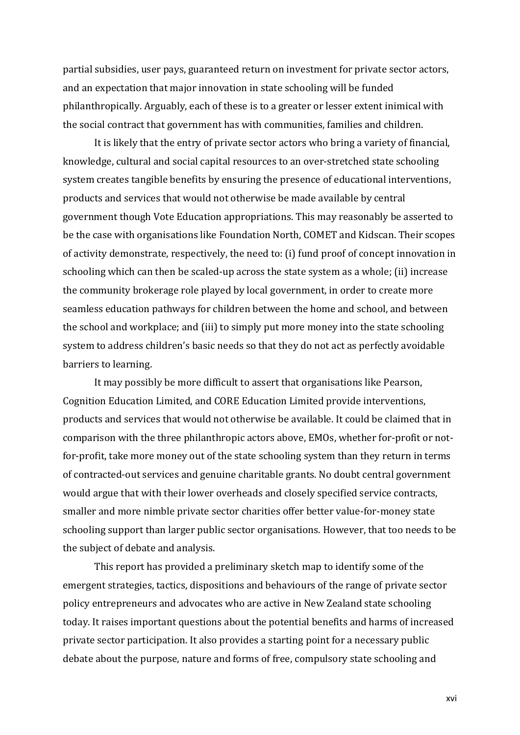partial subsidies, user pays, guaranteed return on investment for private sector actors, and an expectation that major innovation in state schooling will be funded philanthropically. Arguably, each of these is to a greater or lesser extent inimical with the social contract that government has with communities, families and children.

It is likely that the entry of private sector actors who bring a variety of financial, knowledge, cultural and social capital resources to an over-stretched state schooling system creates tangible benefits by ensuring the presence of educational interventions, products and services that would not otherwise be made available by central government though Vote Education appropriations. This may reasonably be asserted to be the case with organisations like Foundation North, COMET and Kidscan. Their scopes of activity demonstrate, respectively, the need to: (i) fund proof of concept innovation in schooling which can then be scaled-up across the state system as a whole; (ii) increase the community brokerage role played by local government, in order to create more seamless education pathways for children between the home and school, and between the school and workplace; and (iii) to simply put more money into the state schooling system to address children's basic needs so that they do not act as perfectly avoidable barriers to learning.

It may possibly be more difficult to assert that organisations like Pearson, Cognition Education Limited, and CORE Education Limited provide interventions, products and services that would not otherwise be available. It could be claimed that in comparison with the three philanthropic actors above, EMOs, whether for-profit or not-for-profit, take more money out of the state schooling system than they return in terms of contracted-out services and genuine charitable grants. No doubt central government would argue that with their lower overheads and closely specified service contracts, smaller and more nimble private sector charities offer better value-for-money state schooling support than larger public sector organisations. However, that too needs to be the subject of debate and analysis.

This report has provided a preliminary sketch map to identify some of the emergent strategies, tactics, dispositions and behaviours of the range of private sector policy entrepreneurs and advocates who are active in New Zealand state schooling today. It raises important questions about the potential benefits and harms of increased private sector participation. It also provides a starting point for a necessary public debate about the purpose, nature and forms of free, compulsory state schooling and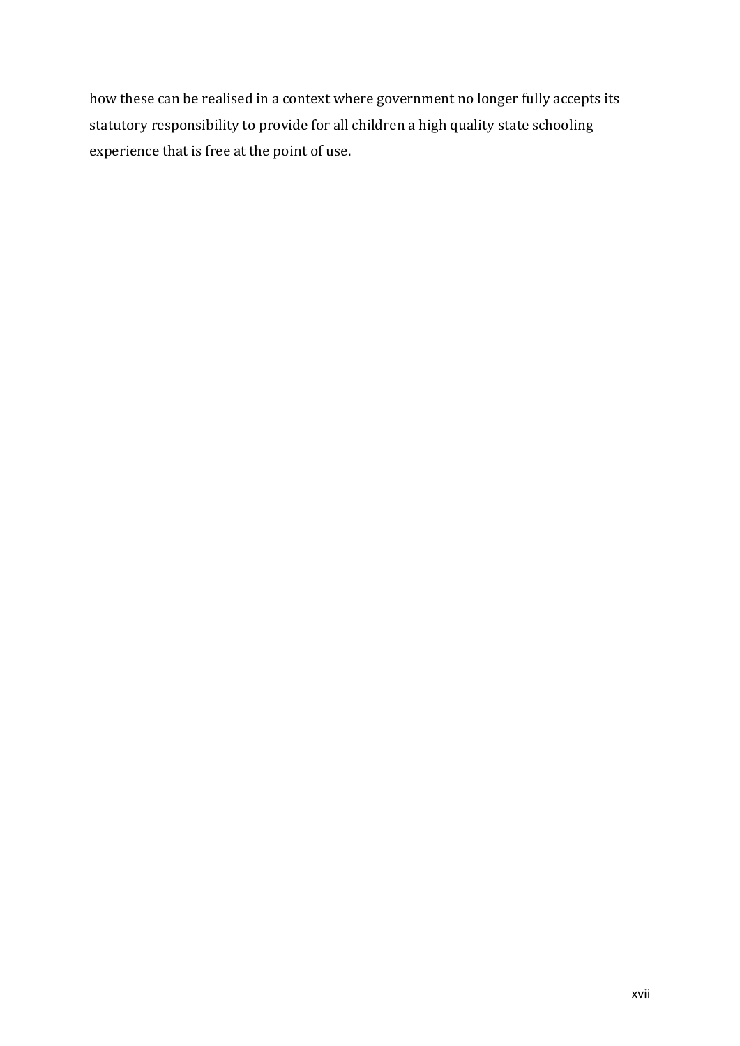how these can be realised in a context where government no longer fully accepts its statutory responsibility to provide for all children a high quality state schooling experience that is free at the point of use.